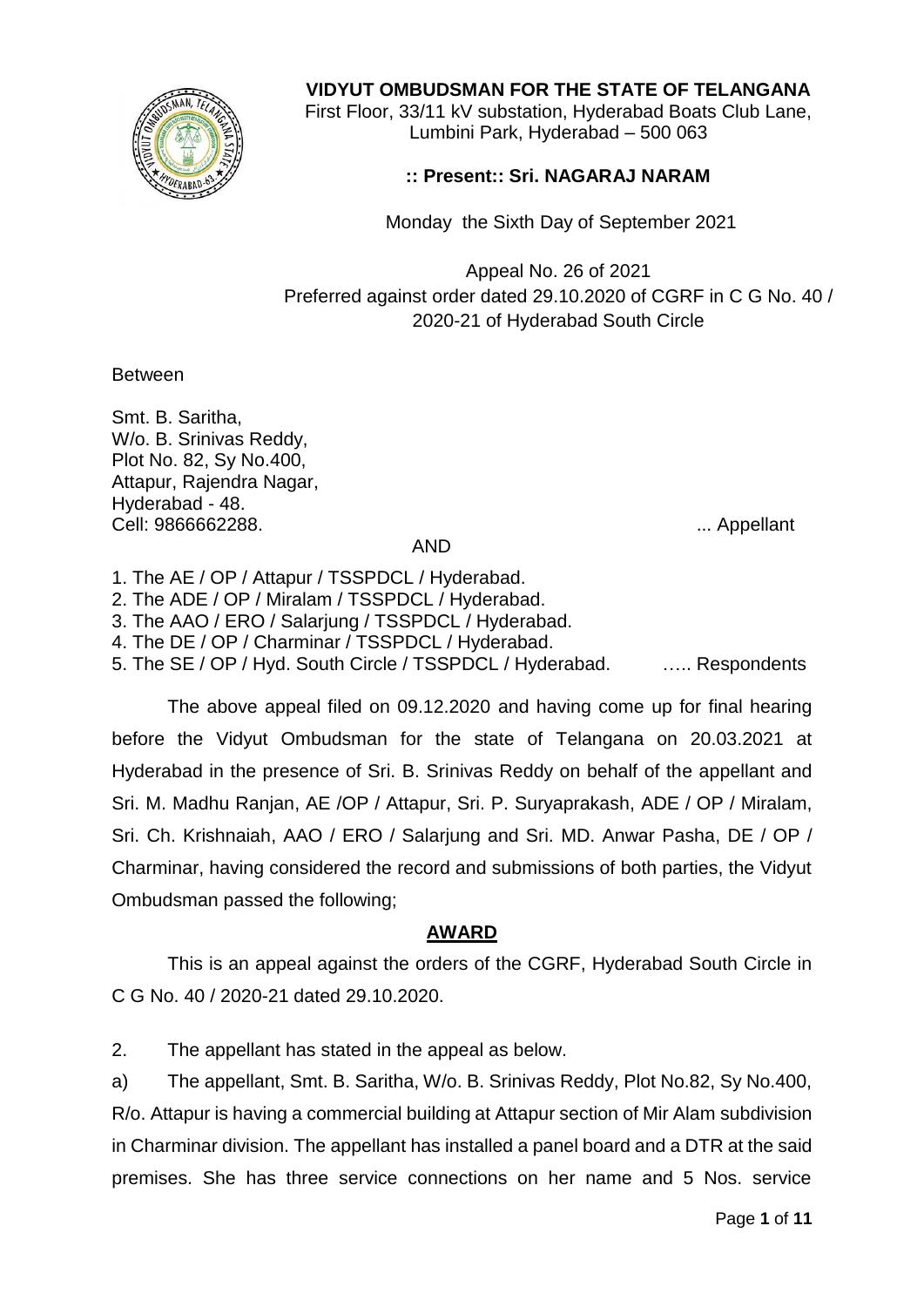**VIDYUT OMBUDSMAN FOR THE STATE OF TELANGANA**

First Floor, 33/11 kV substation, Hyderabad Boats Club Lane, Lumbini Park, Hyderabad – 500 063

**:: Present:: Sri. NAGARAJ NARAM**

Monday the Sixth Day of September 2021

Appeal No. 26 of 2021
Preferred against order dated 29.10.2020 of CGRF in C G No. 40 / 2020-21 of Hyderabad South Circle

Between

Smt. B. Saritha,
W/o. B. Srinivas Reddy,
Plot No. 82, Sy No.400,
Attapur, Rajendra Nagar,
Hyderabad - 48.
Cell: 9866662288. ... Appellant

AND

1. The AE / OP / Attapur / TSSPDCL / Hyderabad.
2. The ADE / OP / Miralam / TSSPDCL / Hyderabad.
3. The AAO / ERO / Salarjung / TSSPDCL / Hyderabad.
4. The DE / OP / Charminar / TSSPDCL / Hyderabad.
5. The SE / OP / Hyd. South Circle / TSSPDCL / Hyderabad. ….. Respondents

The above appeal filed on 09.12.2020 and having come up for final hearing before the Vidyut Ombudsman for the state of Telangana on 20.03.2021 at Hyderabad in the presence of Sri. B. Srinivas Reddy on behalf of the appellant and Sri. M. Madhu Ranjan, AE /OP / Attapur, Sri. P. Suryaprakash, ADE / OP / Miralam, Sri. Ch. Krishnaiah, AAO / ERO / Salarjung and Sri. MD. Anwar Pasha, DE / OP / Charminar, having considered the record and submissions of both parties, the Vidyut Ombudsman passed the following;

## AWARD

This is an appeal against the orders of the CGRF, Hyderabad South Circle in C G No. 40 / 2020-21 dated 29.10.2020.

2. The appellant has stated in the appeal as below.

a) The appellant, Smt. B. Saritha, W/o. B. Srinivas Reddy, Plot No.82, Sy No.400, R/o. Attapur is having a commercial building at Attapur section of Mir Alam subdivision in Charminar division. The appellant has installed a panel board and a DTR at the said premises. She has three service connections on her name and 5 Nos. service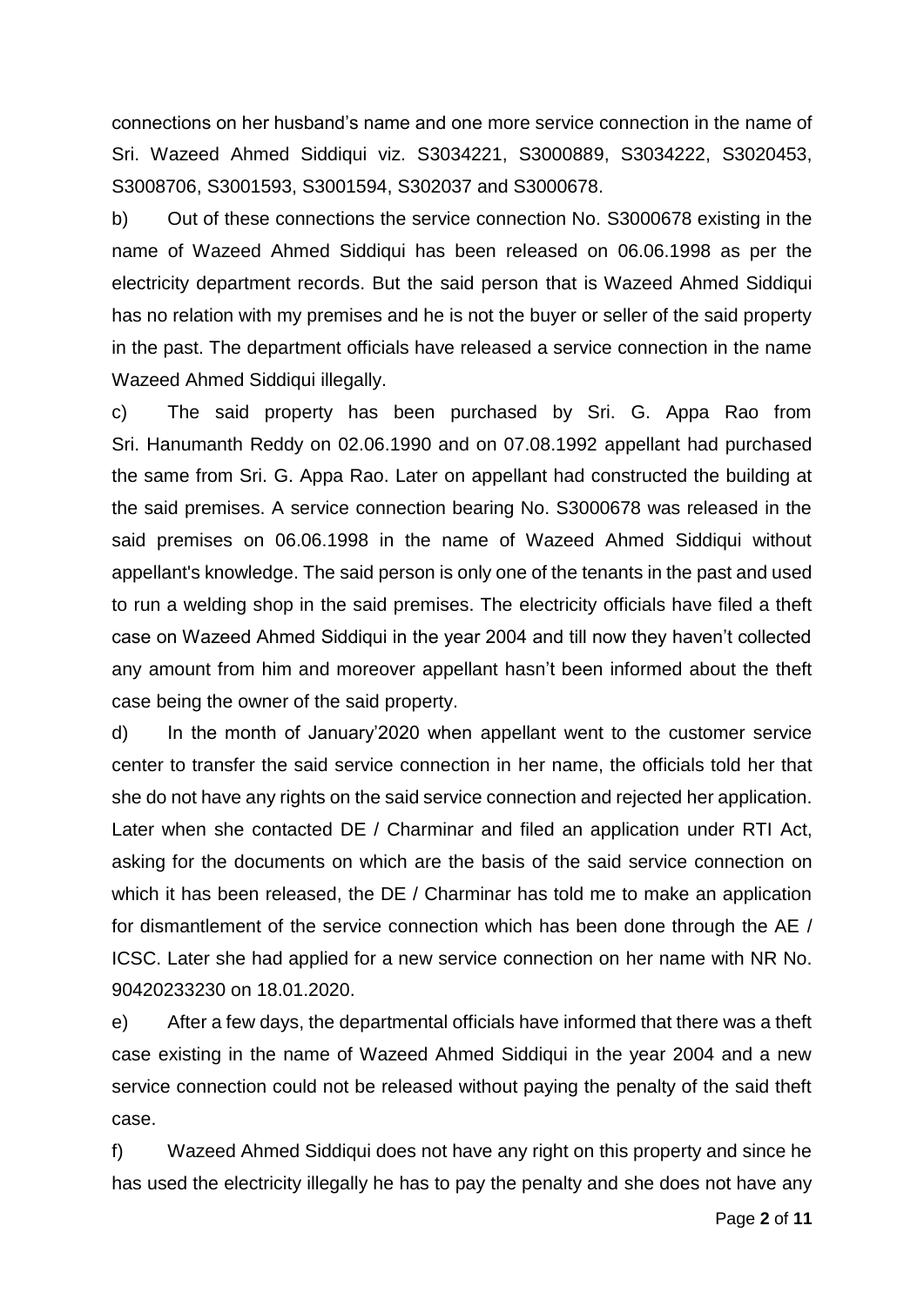connections on her husband's name and one more service connection in the name of Sri. Wazeed Ahmed Siddiqui viz. S3034221, S3000889, S3034222, S3020453, S3008706, S3001593, S3001594, S302037 and S3000678.

b) Out of these connections the service connection No. S3000678 existing in the name of Wazeed Ahmed Siddiqui has been released on 06.06.1998 as per the electricity department records. But the said person that is Wazeed Ahmed Siddiqui has no relation with my premises and he is not the buyer or seller of the said property in the past. The department officials have released a service connection in the name Wazeed Ahmed Siddiqui illegally.

c) The said property has been purchased by Sri. G. Appa Rao from Sri. Hanumanth Reddy on 02.06.1990 and on 07.08.1992 appellant had purchased the same from Sri. G. Appa Rao. Later on appellant had constructed the building at the said premises. A service connection bearing No. S3000678 was released in the said premises on 06.06.1998 in the name of Wazeed Ahmed Siddiqui without appellant's knowledge. The said person is only one of the tenants in the past and used to run a welding shop in the said premises. The electricity officials have filed a theft case on Wazeed Ahmed Siddiqui in the year 2004 and till now they haven't collected any amount from him and moreover appellant hasn't been informed about the theft case being the owner of the said property.

d) In the month of January'2020 when appellant went to the customer service center to transfer the said service connection in her name, the officials told her that she do not have any rights on the said service connection and rejected her application. Later when she contacted DE / Charminar and filed an application under RTI Act, asking for the documents on which are the basis of the said service connection on which it has been released, the DE / Charminar has told me to make an application for dismantlement of the service connection which has been done through the AE / ICSC. Later she had applied for a new service connection on her name with NR No. 90420233230 on 18.01.2020.

e) After a few days, the departmental officials have informed that there was a theft case existing in the name of Wazeed Ahmed Siddiqui in the year 2004 and a new service connection could not be released without paying the penalty of the said theft case.

f) Wazeed Ahmed Siddiqui does not have any right on this property and since he has used the electricity illegally he has to pay the penalty and she does not have any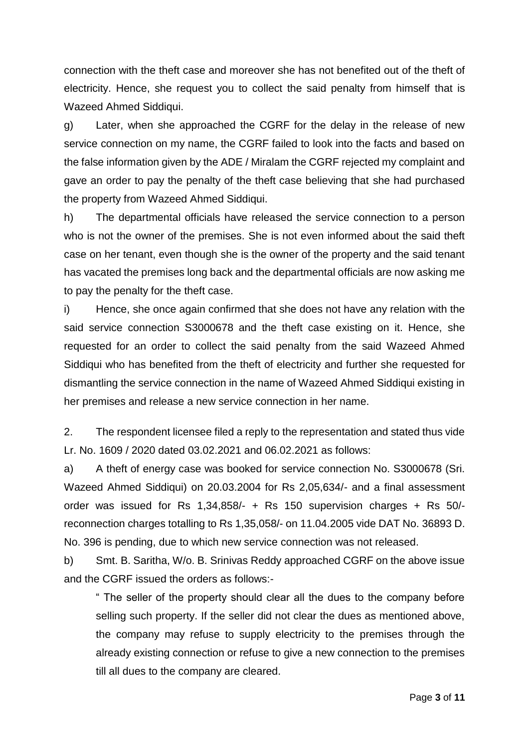connection with the theft case and moreover she has not benefited out of the theft of electricity. Hence, she request you to collect the said penalty from himself that is Wazeed Ahmed Siddiqui.

g) Later, when she approached the CGRF for the delay in the release of new service connection on my name, the CGRF failed to look into the facts and based on the false information given by the ADE / Miralam the CGRF rejected my complaint and gave an order to pay the penalty of the theft case believing that she had purchased the property from Wazeed Ahmed Siddiqui.

h) The departmental officials have released the service connection to a person who is not the owner of the premises. She is not even informed about the said theft case on her tenant, even though she is the owner of the property and the said tenant has vacated the premises long back and the departmental officials are now asking me to pay the penalty for the theft case.

i) Hence, she once again confirmed that she does not have any relation with the said service connection S3000678 and the theft case existing on it. Hence, she requested for an order to collect the said penalty from the said Wazeed Ahmed Siddiqui who has benefited from the theft of electricity and further she requested for dismantling the service connection in the name of Wazeed Ahmed Siddiqui existing in her premises and release a new service connection in her name.

2. The respondent licensee filed a reply to the representation and stated thus vide Lr. No. 1609 / 2020 dated 03.02.2021 and 06.02.2021 as follows:

a) A theft of energy case was booked for service connection No. S3000678 (Sri. Wazeed Ahmed Siddiqui) on 20.03.2004 for Rs 2,05,634/- and a final assessment order was issued for Rs 1,34,858/- + Rs 150 supervision charges + Rs 50/- reconnection charges totalling to Rs 1,35,058/- on 11.04.2005 vide DAT No. 36893 D. No. 396 is pending, due to which new service connection was not released.

b) Smt. B. Saritha, W/o. B. Srinivas Reddy approached CGRF on the above issue and the CGRF issued the orders as follows:-

> " The seller of the property should clear all the dues to the company before selling such property. If the seller did not clear the dues as mentioned above, the company may refuse to supply electricity to the premises through the already existing connection or refuse to give a new connection to the premises till all dues to the company are cleared.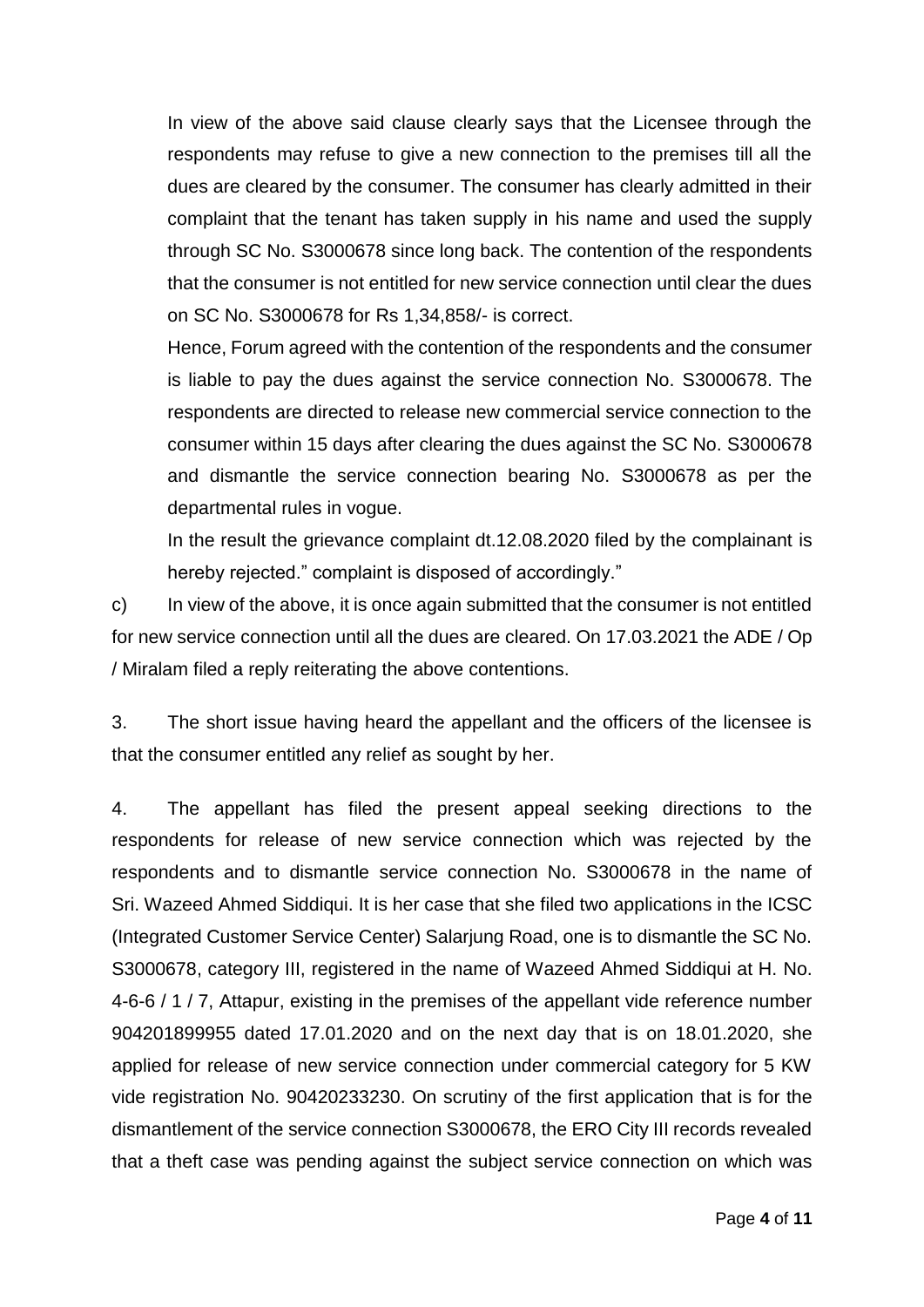In view of the above said clause clearly says that the Licensee through the respondents may refuse to give a new connection to the premises till all the dues are cleared by the consumer. The consumer has clearly admitted in their complaint that the tenant has taken supply in his name and used the supply through SC No. S3000678 since long back. The contention of the respondents that the consumer is not entitled for new service connection until clear the dues on SC No. S3000678 for Rs 1,34,858/- is correct.

Hence, Forum agreed with the contention of the respondents and the consumer is liable to pay the dues against the service connection No. S3000678. The respondents are directed to release new commercial service connection to the consumer within 15 days after clearing the dues against the SC No. S3000678 and dismantle the service connection bearing No. S3000678 as per the departmental rules in vogue.

In the result the grievance complaint dt.12.08.2020 filed by the complainant is hereby rejected." complaint is disposed of accordingly."

c) In view of the above, it is once again submitted that the consumer is not entitled for new service connection until all the dues are cleared. On 17.03.2021 the ADE / Op / Miralam filed a reply reiterating the above contentions.

3. The short issue having heard the appellant and the officers of the licensee is that the consumer entitled any relief as sought by her.

4. The appellant has filed the present appeal seeking directions to the respondents for release of new service connection which was rejected by the respondents and to dismantle service connection No. S3000678 in the name of Sri. Wazeed Ahmed Siddiqui. It is her case that she filed two applications in the ICSC (Integrated Customer Service Center) Salarjung Road, one is to dismantle the SC No. S3000678, category III, registered in the name of Wazeed Ahmed Siddiqui at H. No. 4-6-6 / 1 / 7, Attapur, existing in the premises of the appellant vide reference number 904201899955 dated 17.01.2020 and on the next day that is on 18.01.2020, she applied for release of new service connection under commercial category for 5 KW vide registration No. 90420233230. On scrutiny of the first application that is for the dismantlement of the service connection S3000678, the ERO City III records revealed that a theft case was pending against the subject service connection on which was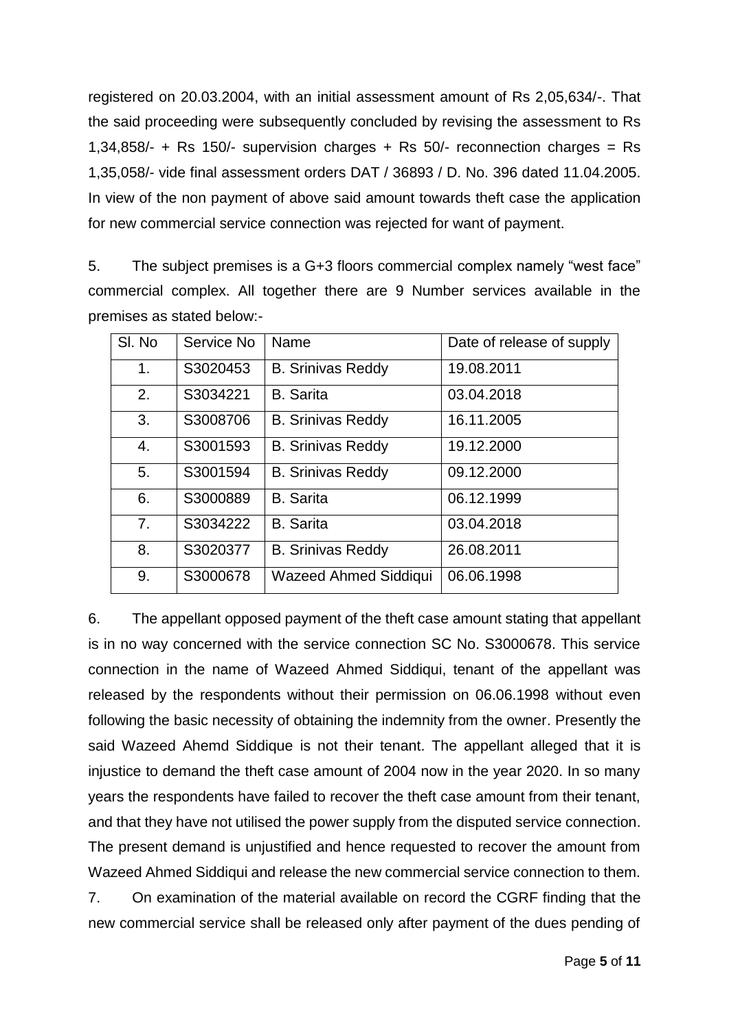registered on 20.03.2004, with an initial assessment amount of Rs 2,05,634/-. That the said proceeding were subsequently concluded by revising the assessment to Rs 1,34,858/- + Rs 150/- supervision charges + Rs 50/- reconnection charges = Rs 1,35,058/- vide final assessment orders DAT / 36893 / D. No. 396 dated 11.04.2005. In view of the non payment of above said amount towards theft case the application for new commercial service connection was rejected for want of payment.

5. The subject premises is a G+3 floors commercial complex namely "west face" commercial complex. All together there are 9 Number services available in the premises as stated below:-

| Sl. No | Service No | Name | Date of release of supply |
|---|---|---|---|
| 1. | S3020453 | B. Srinivas Reddy | 19.08.2011 |
| 2. | S3034221 | B. Sarita | 03.04.2018 |
| 3. | S3008706 | B. Srinivas Reddy | 16.11.2005 |
| 4. | S3001593 | B. Srinivas Reddy | 19.12.2000 |
| 5. | S3001594 | B. Srinivas Reddy | 09.12.2000 |
| 6. | S3000889 | B. Sarita | 06.12.1999 |
| 7. | S3034222 | B. Sarita | 03.04.2018 |
| 8. | S3020377 | B. Srinivas Reddy | 26.08.2011 |
| 9. | S3000678 | Wazeed Ahmed Siddiqui | 06.06.1998 |

6. The appellant opposed payment of the theft case amount stating that appellant is in no way concerned with the service connection SC No. S3000678. This service connection in the name of Wazeed Ahmed Siddiqui, tenant of the appellant was released by the respondents without their permission on 06.06.1998 without even following the basic necessity of obtaining the indemnity from the owner. Presently the said Wazeed Ahemd Siddique is not their tenant. The appellant alleged that it is injustice to demand the theft case amount of 2004 now in the year 2020. In so many years the respondents have failed to recover the theft case amount from their tenant, and that they have not utilised the power supply from the disputed service connection. The present demand is unjustified and hence requested to recover the amount from Wazeed Ahmed Siddiqui and release the new commercial service connection to them.

7. On examination of the material available on record the CGRF finding that the new commercial service shall be released only after payment of the dues pending of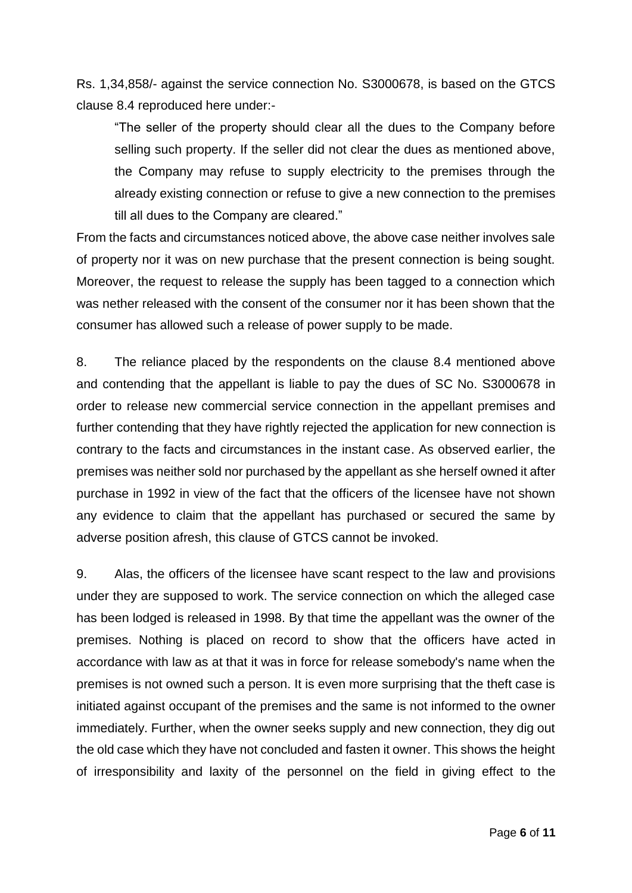Rs. 1,34,858/- against the service connection No. S3000678, is based on the GTCS clause 8.4 reproduced here under:-

> "The seller of the property should clear all the dues to the Company before selling such property. If the seller did not clear the dues as mentioned above, the Company may refuse to supply electricity to the premises through the already existing connection or refuse to give a new connection to the premises till all dues to the Company are cleared."

From the facts and circumstances noticed above, the above case neither involves sale of property nor it was on new purchase that the present connection is being sought. Moreover, the request to release the supply has been tagged to a connection which was nether released with the consent of the consumer nor it has been shown that the consumer has allowed such a release of power supply to be made.

8. The reliance placed by the respondents on the clause 8.4 mentioned above and contending that the appellant is liable to pay the dues of SC No. S3000678 in order to release new commercial service connection in the appellant premises and further contending that they have rightly rejected the application for new connection is contrary to the facts and circumstances in the instant case. As observed earlier, the premises was neither sold nor purchased by the appellant as she herself owned it after purchase in 1992 in view of the fact that the officers of the licensee have not shown any evidence to claim that the appellant has purchased or secured the same by adverse position afresh, this clause of GTCS cannot be invoked.

9. Alas, the officers of the licensee have scant respect to the law and provisions under they are supposed to work. The service connection on which the alleged case has been lodged is released in 1998. By that time the appellant was the owner of the premises. Nothing is placed on record to show that the officers have acted in accordance with law as at that it was in force for release somebody's name when the premises is not owned such a person. It is even more surprising that the theft case is initiated against occupant of the premises and the same is not informed to the owner immediately. Further, when the owner seeks supply and new connection, they dig out the old case which they have not concluded and fasten it owner. This shows the height of irresponsibility and laxity of the personnel on the field in giving effect to the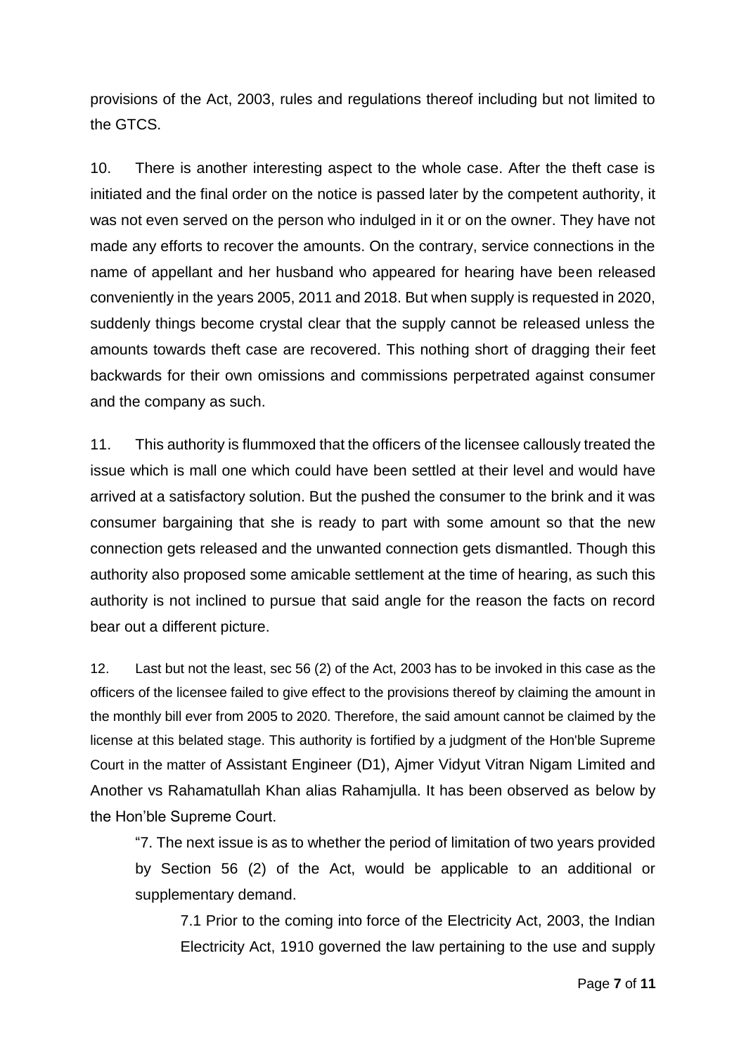provisions of the Act, 2003, rules and regulations thereof including but not limited to the GTCS.

10. There is another interesting aspect to the whole case. After the theft case is initiated and the final order on the notice is passed later by the competent authority, it was not even served on the person who indulged in it or on the owner. They have not made any efforts to recover the amounts. On the contrary, service connections in the name of appellant and her husband who appeared for hearing have been released conveniently in the years 2005, 2011 and 2018. But when supply is requested in 2020, suddenly things become crystal clear that the supply cannot be released unless the amounts towards theft case are recovered. This nothing short of dragging their feet backwards for their own omissions and commissions perpetrated against consumer and the company as such.

11. This authority is flummoxed that the officers of the licensee callously treated the issue which is mall one which could have been settled at their level and would have arrived at a satisfactory solution. But the pushed the consumer to the brink and it was consumer bargaining that she is ready to part with some amount so that the new connection gets released and the unwanted connection gets dismantled. Though this authority also proposed some amicable settlement at the time of hearing, as such this authority is not inclined to pursue that said angle for the reason the facts on record bear out a different picture.

12. Last but not the least, sec 56 (2) of the Act, 2003 has to be invoked in this case as the officers of the licensee failed to give effect to the provisions thereof by claiming the amount in the monthly bill ever from 2005 to 2020. Therefore, the said amount cannot be claimed by the license at this belated stage. This authority is fortified by a judgment of the Hon'ble Supreme Court in the matter of Assistant Engineer (D1), Ajmer Vidyut Vitran Nigam Limited and Another vs Rahamatullah Khan alias Rahamjulla. It has been observed as below by the Hon'ble Supreme Court.

> "7. The next issue is as to whether the period of limitation of two years provided by Section 56 (2) of the Act, would be applicable to an additional or supplementary demand.
>
> > 7.1 Prior to the coming into force of the Electricity Act, 2003, the Indian Electricity Act, 1910 governed the law pertaining to the use and supply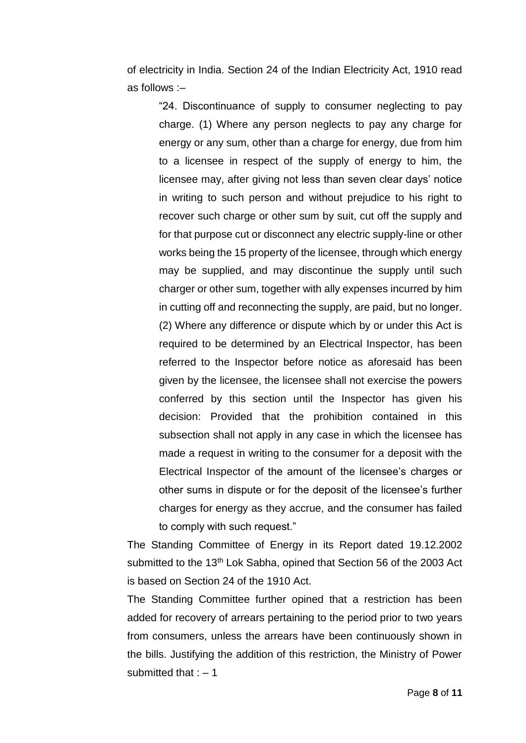of electricity in India. Section 24 of the Indian Electricity Act, 1910 read as follows :–

> "24. Discontinuance of supply to consumer neglecting to pay charge. (1) Where any person neglects to pay any charge for energy or any sum, other than a charge for energy, due from him to a licensee in respect of the supply of energy to him, the licensee may, after giving not less than seven clear days' notice in writing to such person and without prejudice to his right to recover such charge or other sum by suit, cut off the supply and for that purpose cut or disconnect any electric supply-line or other works being the 15 property of the licensee, through which energy may be supplied, and may discontinue the supply until such charger or other sum, together with ally expenses incurred by him in cutting off and reconnecting the supply, are paid, but no longer.
> (2) Where any difference or dispute which by or under this Act is required to be determined by an Electrical Inspector, has been referred to the Inspector before notice as aforesaid has been given by the licensee, the licensee shall not exercise the powers conferred by this section until the Inspector has given his decision: Provided that the prohibition contained in this subsection shall not apply in any case in which the licensee has made a request in writing to the consumer for a deposit with the Electrical Inspector of the amount of the licensee's charges or other sums in dispute or for the deposit of the licensee's further charges for energy as they accrue, and the consumer has failed to comply with such request."

The Standing Committee of Energy in its Report dated 19.12.2002 submitted to the 13th Lok Sabha, opined that Section 56 of the 2003 Act is based on Section 24 of the 1910 Act.

The Standing Committee further opined that a restriction has been added for recovery of arrears pertaining to the period prior to two years from consumers, unless the arrears have been continuously shown in the bills. Justifying the addition of this restriction, the Ministry of Power submitted that : – 1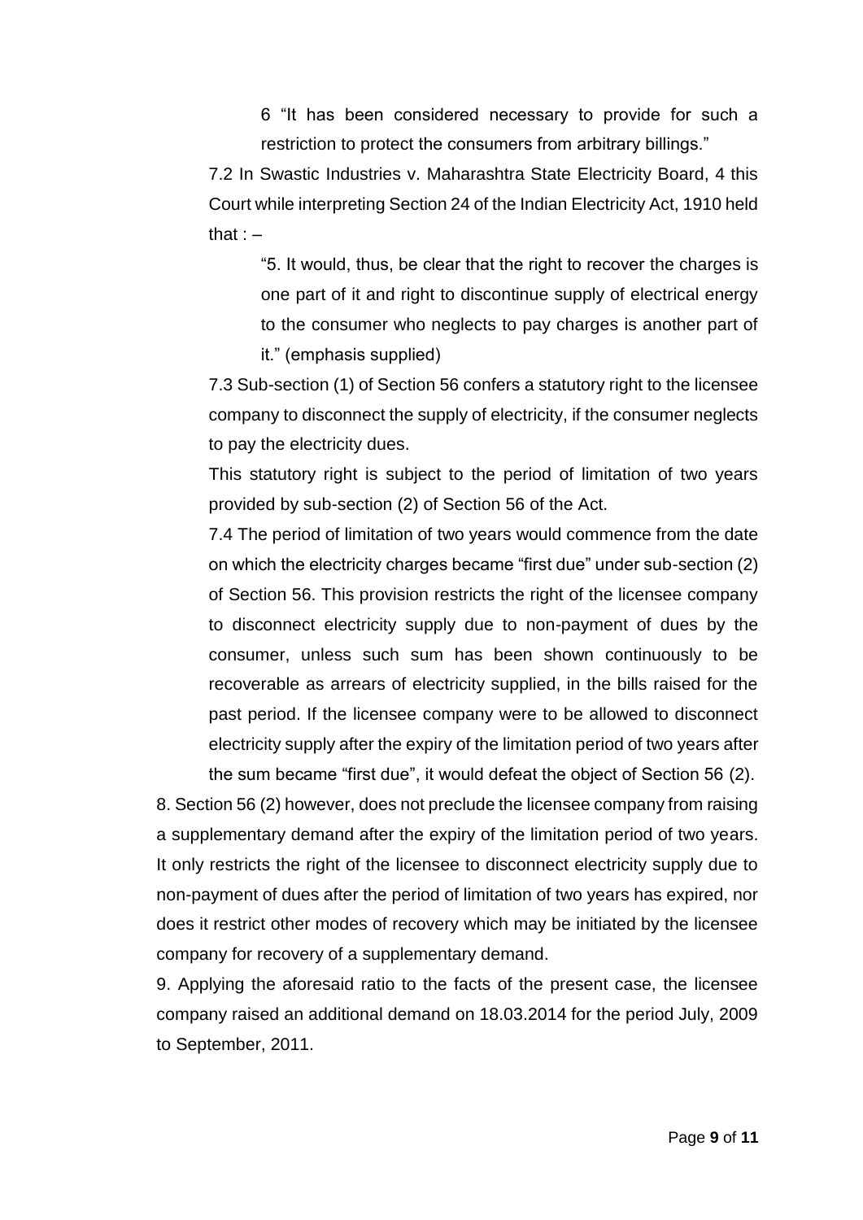> 6 "It has been considered necessary to provide for such a restriction to protect the consumers from arbitrary billings."

7.2 In Swastic Industries v. Maharashtra State Electricity Board, 4 this Court while interpreting Section 24 of the Indian Electricity Act, 1910 held that : –

> "5. It would, thus, be clear that the right to recover the charges is one part of it and right to discontinue supply of electrical energy to the consumer who neglects to pay charges is another part of it." (emphasis supplied)

7.3 Sub-section (1) of Section 56 confers a statutory right to the licensee company to disconnect the supply of electricity, if the consumer neglects to pay the electricity dues.

This statutory right is subject to the period of limitation of two years provided by sub-section (2) of Section 56 of the Act.

7.4 The period of limitation of two years would commence from the date on which the electricity charges became "first due" under sub-section (2) of Section 56. This provision restricts the right of the licensee company to disconnect electricity supply due to non-payment of dues by the consumer, unless such sum has been shown continuously to be recoverable as arrears of electricity supplied, in the bills raised for the past period. If the licensee company were to be allowed to disconnect electricity supply after the expiry of the limitation period of two years after the sum became "first due", it would defeat the object of Section 56 (2).

8. Section 56 (2) however, does not preclude the licensee company from raising a supplementary demand after the expiry of the limitation period of two years. It only restricts the right of the licensee to disconnect electricity supply due to non-payment of dues after the period of limitation of two years has expired, nor does it restrict other modes of recovery which may be initiated by the licensee company for recovery of a supplementary demand.

9. Applying the aforesaid ratio to the facts of the present case, the licensee company raised an additional demand on 18.03.2014 for the period July, 2009 to September, 2011.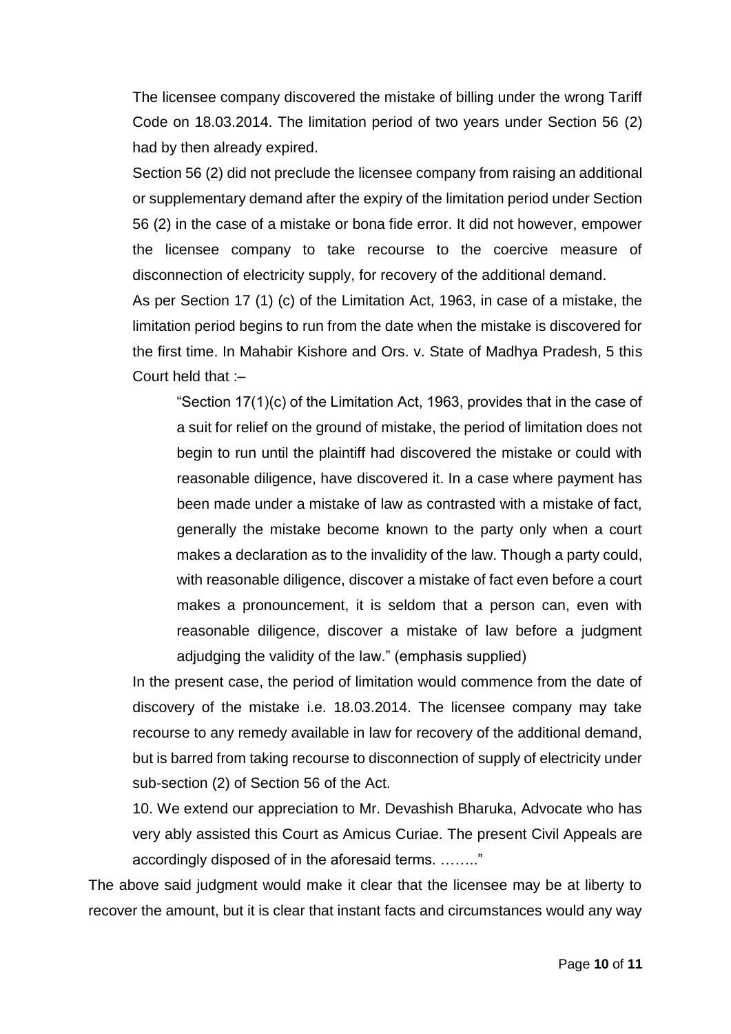The licensee company discovered the mistake of billing under the wrong Tariff Code on 18.03.2014. The limitation period of two years under Section 56 (2) had by then already expired.

Section 56 (2) did not preclude the licensee company from raising an additional or supplementary demand after the expiry of the limitation period under Section 56 (2) in the case of a mistake or bona fide error. It did not however, empower the licensee company to take recourse to the coercive measure of disconnection of electricity supply, for recovery of the additional demand.

As per Section 17 (1) (c) of the Limitation Act, 1963, in case of a mistake, the limitation period begins to run from the date when the mistake is discovered for the first time. In Mahabir Kishore and Ors. v. State of Madhya Pradesh, 5 this Court held that :–

> "Section 17(1)(c) of the Limitation Act, 1963, provides that in the case of a suit for relief on the ground of mistake, the period of limitation does not begin to run until the plaintiff had discovered the mistake or could with reasonable diligence, have discovered it. In a case where payment has been made under a mistake of law as contrasted with a mistake of fact, generally the mistake become known to the party only when a court makes a declaration as to the invalidity of the law. Though a party could, with reasonable diligence, discover a mistake of fact even before a court makes a pronouncement, it is seldom that a person can, even with reasonable diligence, discover a mistake of law before a judgment adjudging the validity of the law." (emphasis supplied)

In the present case, the period of limitation would commence from the date of discovery of the mistake i.e. 18.03.2014. The licensee company may take recourse to any remedy available in law for recovery of the additional demand, but is barred from taking recourse to disconnection of supply of electricity under sub-section (2) of Section 56 of the Act.

10. We extend our appreciation to Mr. Devashish Bharuka, Advocate who has very ably assisted this Court as Amicus Curiae. The present Civil Appeals are accordingly disposed of in the aforesaid terms. …….."

The above said judgment would make it clear that the licensee may be at liberty to recover the amount, but it is clear that instant facts and circumstances would any way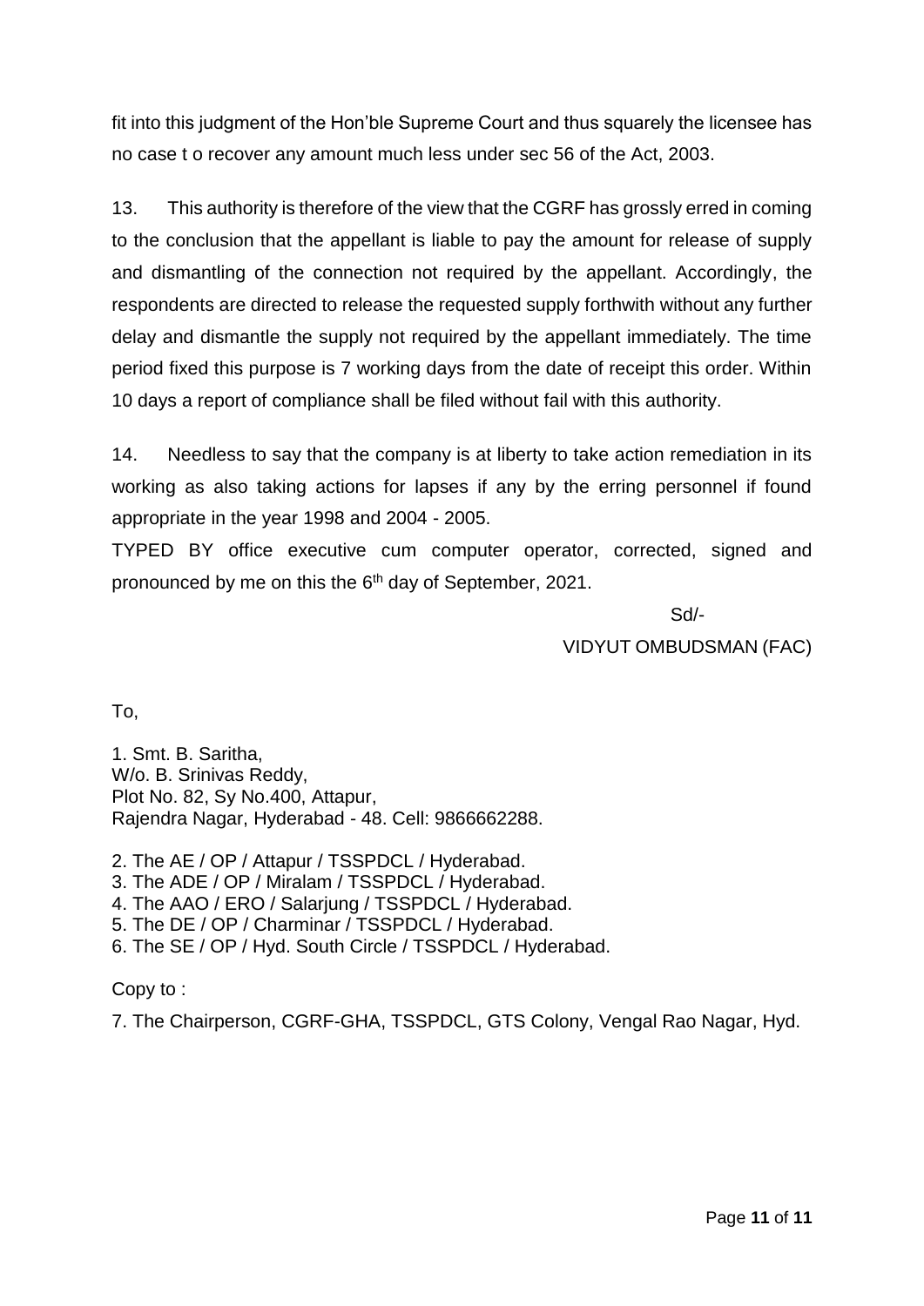fit into this judgment of the Hon'ble Supreme Court and thus squarely the licensee has no case t o recover any amount much less under sec 56 of the Act, 2003.

13. This authority is therefore of the view that the CGRF has grossly erred in coming to the conclusion that the appellant is liable to pay the amount for release of supply and dismantling of the connection not required by the appellant. Accordingly, the respondents are directed to release the requested supply forthwith without any further delay and dismantle the supply not required by the appellant immediately. The time period fixed this purpose is 7 working days from the date of receipt this order. Within 10 days a report of compliance shall be filed without fail with this authority.

14. Needless to say that the company is at liberty to take action remediation in its working as also taking actions for lapses if any by the erring personnel if found appropriate in the year 1998 and 2004 - 2005.

TYPED BY office executive cum computer operator, corrected, signed and pronounced by me on this the 6th day of September, 2021.

Sd/-

VIDYUT OMBUDSMAN (FAC)

To,

1. Smt. B. Saritha,
W/o. B. Srinivas Reddy,
Plot No. 82, Sy No.400, Attapur,
Rajendra Nagar, Hyderabad - 48. Cell: 9866662288.

2. The AE / OP / Attapur / TSSPDCL / Hyderabad.
3. The ADE / OP / Miralam / TSSPDCL / Hyderabad.
4. The AAO / ERO / Salarjung / TSSPDCL / Hyderabad.
5. The DE / OP / Charminar / TSSPDCL / Hyderabad.
6. The SE / OP / Hyd. South Circle / TSSPDCL / Hyderabad.

Copy to :

7. The Chairperson, CGRF-GHA, TSSPDCL, GTS Colony, Vengal Rao Nagar, Hyd.